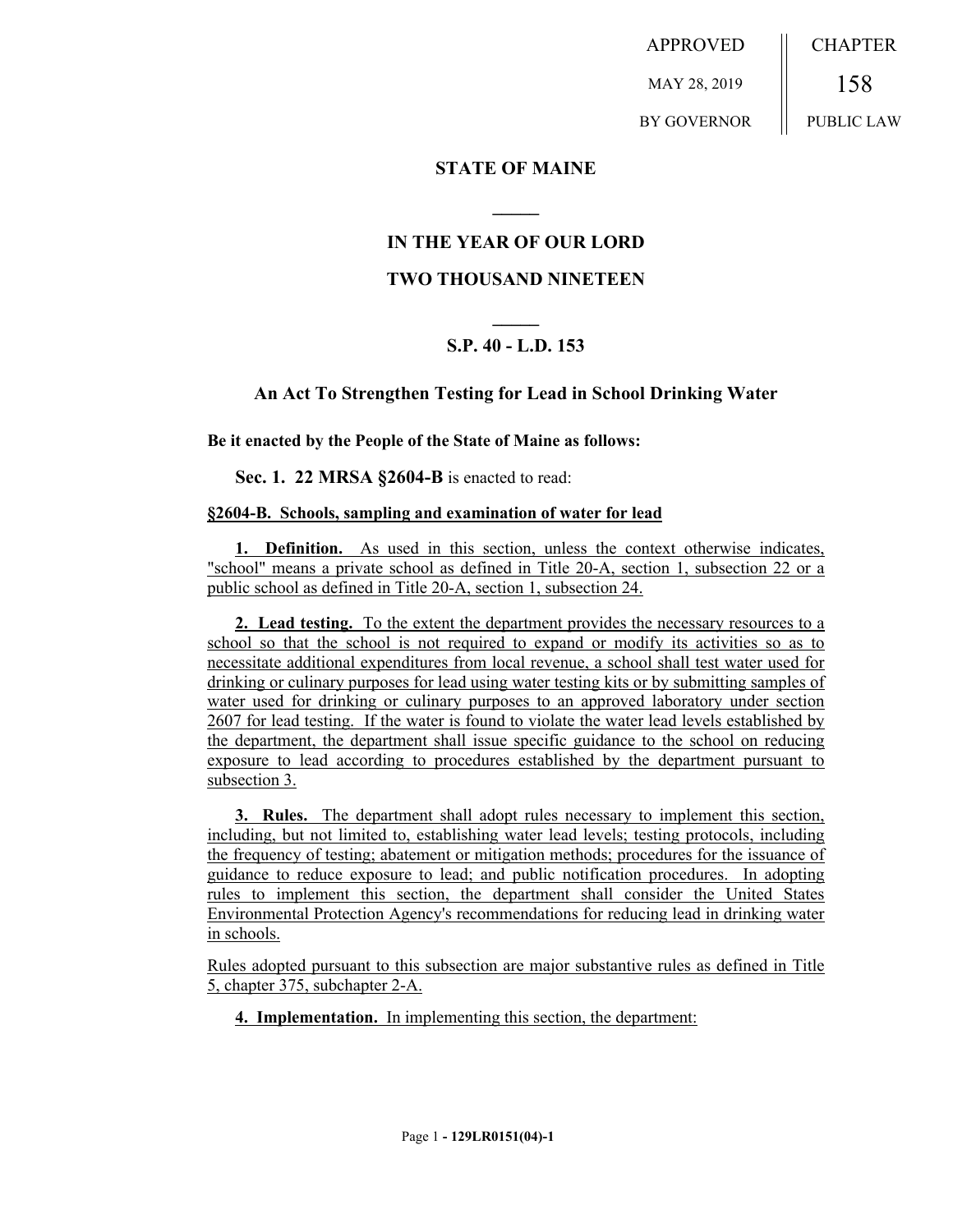| APPROVED | CHAPTER |
| --- | --- |
| MAY 28, 2019 | 158 |
| BY GOVERNOR | PUBLIC LAW |

## STATE OF MAINE

## IN THE YEAR OF OUR LORD

## TWO THOUSAND NINETEEN

## S.P. 40 - L.D. 153

### An Act To Strengthen Testing for Lead in School Drinking Water

**Be it enacted by the People of the State of Maine as follows:**

**Sec. 1. 22 MRSA §2604-B** is enacted to read:

**§2604-B. Schools, sampling and examination of water for lead**

**1. Definition.** As used in this section, unless the context otherwise indicates, "school" means a private school as defined in Title 20-A, section 1, subsection 22 or a public school as defined in Title 20-A, section 1, subsection 24.

**2. Lead testing.** To the extent the department provides the necessary resources to a school so that the school is not required to expand or modify its activities so as to necessitate additional expenditures from local revenue, a school shall test water used for drinking or culinary purposes for lead using water testing kits or by submitting samples of water used for drinking or culinary purposes to an approved laboratory under section 2607 for lead testing. If the water is found to violate the water lead levels established by the department, the department shall issue specific guidance to the school on reducing exposure to lead according to procedures established by the department pursuant to subsection 3.

**3. Rules.** The department shall adopt rules necessary to implement this section, including, but not limited to, establishing water lead levels; testing protocols, including the frequency of testing; abatement or mitigation methods; procedures for the issuance of guidance to reduce exposure to lead; and public notification procedures. In adopting rules to implement this section, the department shall consider the United States Environmental Protection Agency's recommendations for reducing lead in drinking water in schools.

Rules adopted pursuant to this subsection are major substantive rules as defined in Title 5, chapter 375, subchapter 2-A.

**4. Implementation.** In implementing this section, the department: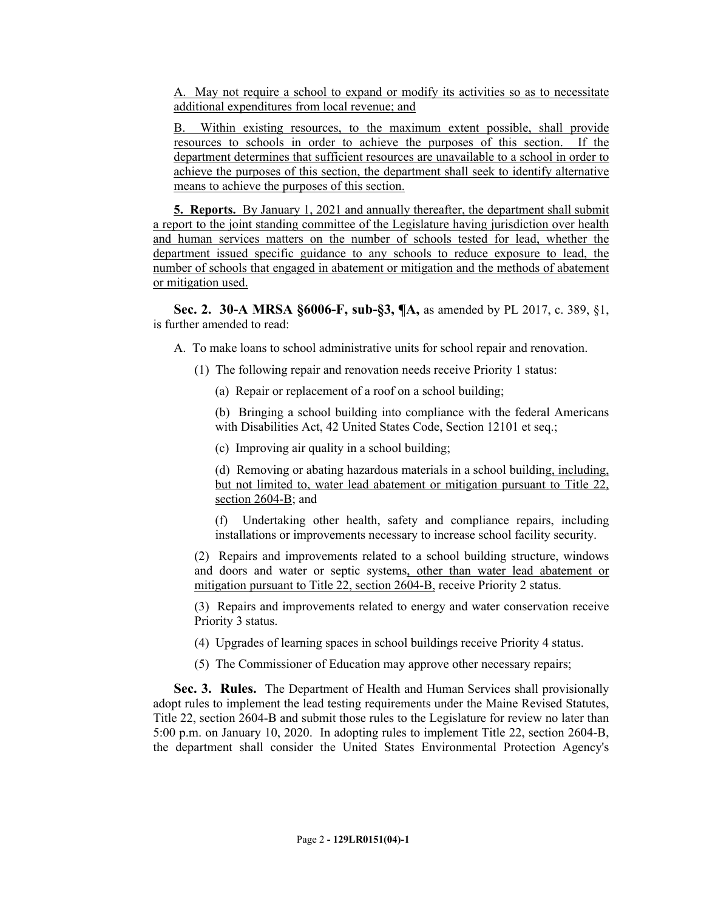A. May not require a school to expand or modify its activities so as to necessitate additional expenditures from local revenue; and

B. Within existing resources, to the maximum extent possible, shall provide resources to schools in order to achieve the purposes of this section. If the department determines that sufficient resources are unavailable to a school in order to achieve the purposes of this section, the department shall seek to identify alternative means to achieve the purposes of this section.

**5. Reports.** By January 1, 2021 and annually thereafter, the department shall submit a report to the joint standing committee of the Legislature having jurisdiction over health and human services matters on the number of schools tested for lead, whether the department issued specific guidance to any schools to reduce exposure to lead, the number of schools that engaged in abatement or mitigation and the methods of abatement or mitigation used.

**Sec. 2. 30-A MRSA §6006-F, sub-§3, ¶A,** as amended by PL 2017, c. 389, §1, is further amended to read:

A. To make loans to school administrative units for school repair and renovation.

(1) The following repair and renovation needs receive Priority 1 status:

(a) Repair or replacement of a roof on a school building;

(b) Bringing a school building into compliance with the federal Americans with Disabilities Act, 42 United States Code, Section 12101 et seq.;

(c) Improving air quality in a school building;

(d) Removing or abating hazardous materials in a school building, including, but not limited to, water lead abatement or mitigation pursuant to Title 22, section 2604-B; and

(f) Undertaking other health, safety and compliance repairs, including installations or improvements necessary to increase school facility security.

(2) Repairs and improvements related to a school building structure, windows and doors and water or septic systems, other than water lead abatement or mitigation pursuant to Title 22, section 2604-B, receive Priority 2 status.

(3) Repairs and improvements related to energy and water conservation receive Priority 3 status.

(4) Upgrades of learning spaces in school buildings receive Priority 4 status.

(5) The Commissioner of Education may approve other necessary repairs;

**Sec. 3. Rules.** The Department of Health and Human Services shall provisionally adopt rules to implement the lead testing requirements under the Maine Revised Statutes, Title 22, section 2604-B and submit those rules to the Legislature for review no later than 5:00 p.m. on January 10, 2020. In adopting rules to implement Title 22, section 2604-B, the department shall consider the United States Environmental Protection Agency's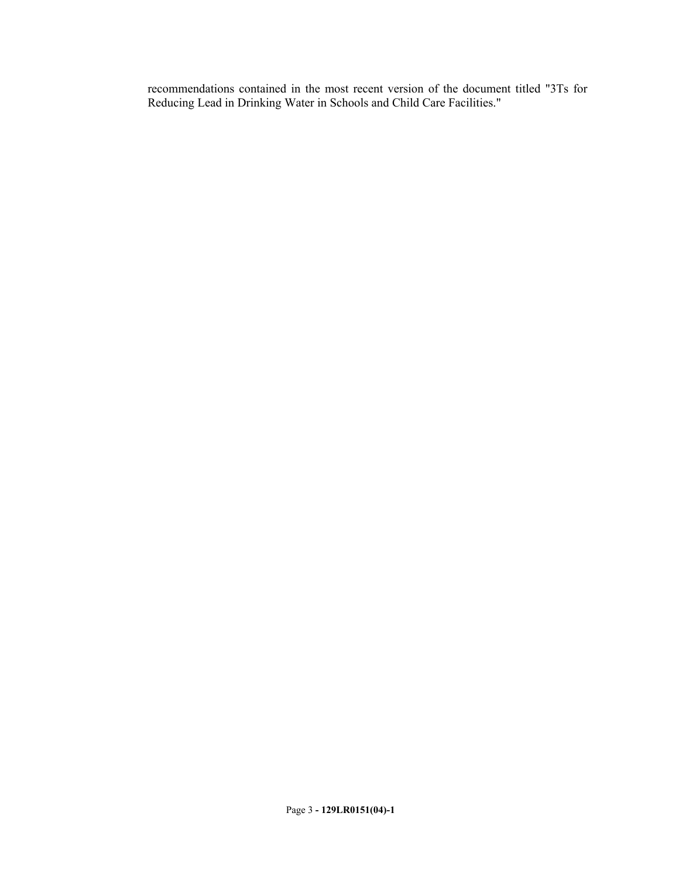recommendations contained in the most recent version of the document titled "3Ts for Reducing Lead in Drinking Water in Schools and Child Care Facilities."